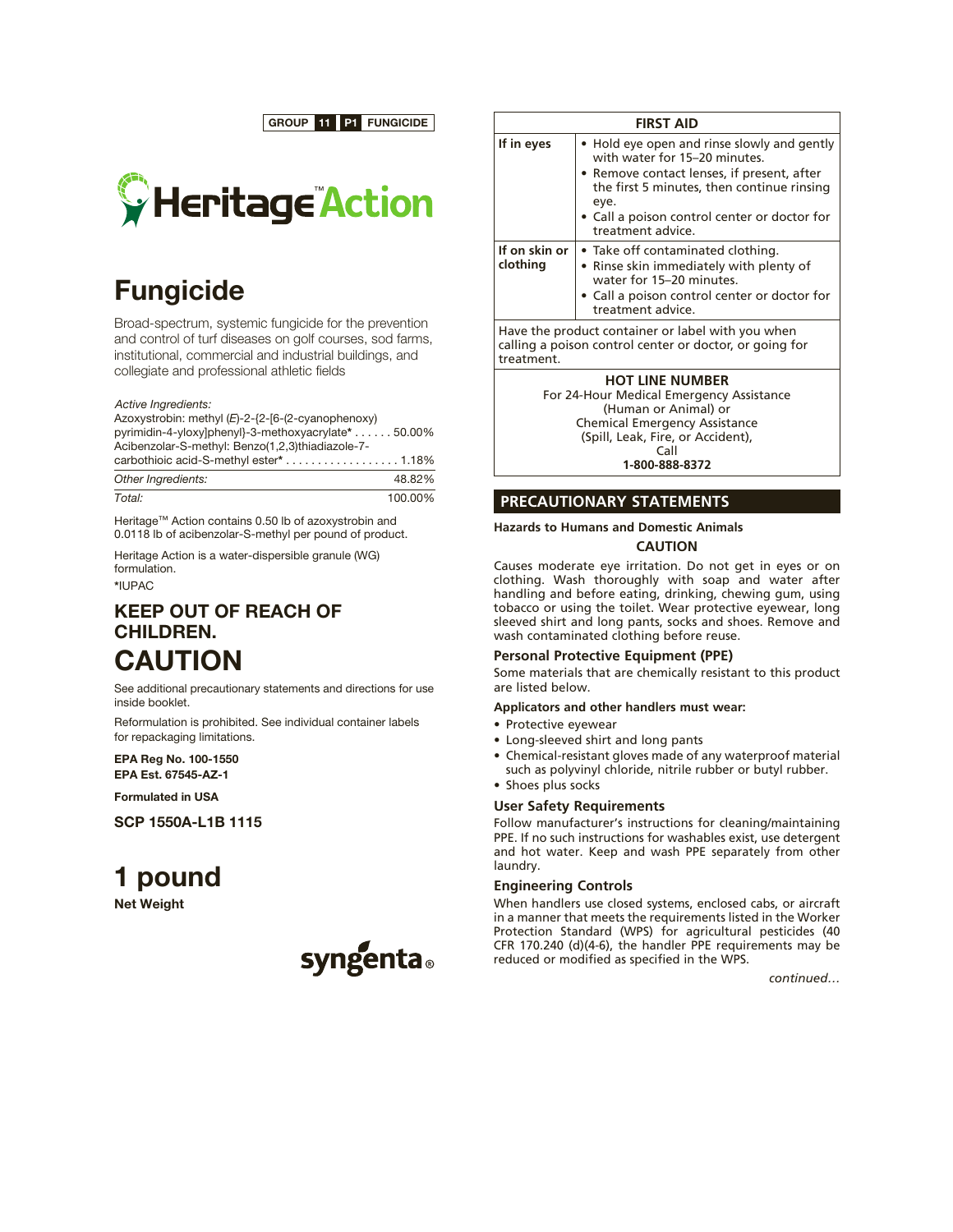GROUP 11 P1 FUNGICIDE

# Heritage™ Action

# Fungicide

Broad-spectrum, systemic fungicide for the prevention and control of turf diseases on golf courses, sod farms, institutional, commercial and industrial buildings, and collegiate and professional athletic fields

| *Active Ingredients:* | |
|---|---|
| Azoxystrobin: methyl (*E*)-2-{2-[6-(2-cyanophenoxy) pyrimidin-4-yloxy]phenyl}-3-methoxyacrylate* | 50.00% |
| Acibenzolar-S-methyl: Benzo(1,2,3)thiadiazole-7-carbothioic acid-S-methyl ester* | 1.18% |
| *Other Ingredients:* | 48.82% |
| *Total:* | 100.00% |

Heritage™ Action contains 0.50 lb of azoxystrobin and 0.0118 lb of acibenzolar-S-methyl per pound of product.

Heritage Action is a water-dispersible granule (WG) formulation.

*IUPAC

## KEEP OUT OF REACH OF CHILDREN.

# CAUTION

See additional precautionary statements and directions for use inside booklet.

Reformulation is prohibited. See individual container labels for repackaging limitations.

**EPA Reg No. 100-1550**
**EPA Est. 67545-AZ-1**

**Formulated in USA**

**SCP 1550A-L1B 1115**

# 1 pound

**Net Weight**

syngenta®

| FIRST AID | |
|---|---|
| **If in eyes** | • Hold eye open and rinse slowly and gently with water for 15–20 minutes.<br>• Remove contact lenses, if present, after the first 5 minutes, then continue rinsing eye.<br>• Call a poison control center or doctor for treatment advice. |
| **If on skin or clothing** | • Take off contaminated clothing.<br>• Rinse skin immediately with plenty of water for 15–20 minutes.<br>• Call a poison control center or doctor for treatment advice. |
| Have the product container or label with you when calling a poison control center or doctor, or going for treatment. | |
| **HOT LINE NUMBER**<br>For 24-Hour Medical Emergency Assistance (Human or Animal) or Chemical Emergency Assistance (Spill, Leak, Fire, or Accident), Call<br>**1-800-888-8372** | |

## PRECAUTIONARY STATEMENTS

**Hazards to Humans and Domestic Animals**

**CAUTION**

Causes moderate eye irritation. Do not get in eyes or on clothing. Wash thoroughly with soap and water after handling and before eating, drinking, chewing gum, using tobacco or using the toilet. Wear protective eyewear, long sleeved shirt and long pants, socks and shoes. Remove and wash contaminated clothing before reuse.

### Personal Protective Equipment (PPE)

Some materials that are chemically resistant to this product are listed below.

**Applicators and other handlers must wear:**

- Protective eyewear
- Long-sleeved shirt and long pants
- Chemical-resistant gloves made of any waterproof material such as polyvinyl chloride, nitrile rubber or butyl rubber.
- Shoes plus socks

### User Safety Requirements

Follow manufacturer's instructions for cleaning/maintaining PPE. If no such instructions for washables exist, use detergent and hot water. Keep and wash PPE separately from other laundry.

### Engineering Controls

When handlers use closed systems, enclosed cabs, or aircraft in a manner that meets the requirements listed in the Worker Protection Standard (WPS) for agricultural pesticides (40 CFR 170.240 (d)(4-6), the handler PPE requirements may be reduced or modified as specified in the WPS.

*continued…*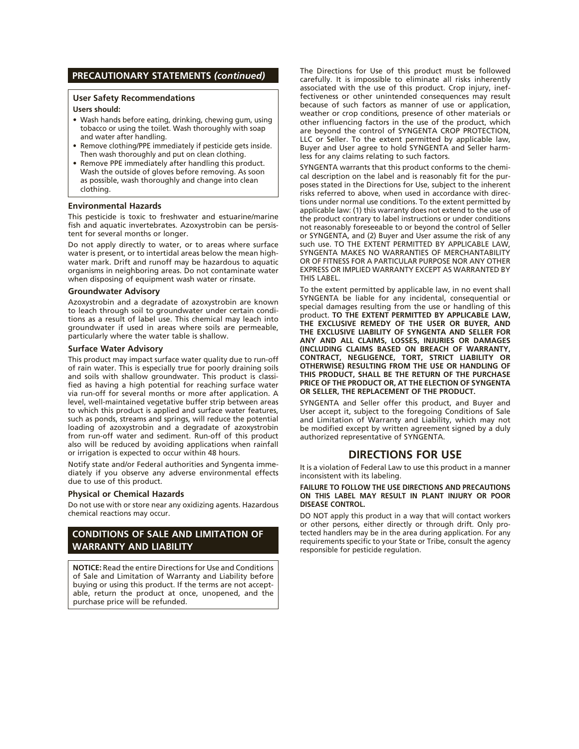## PRECAUTIONARY STATEMENTS *(continued)*

### User Safety Recommendations

**Users should:**

- Wash hands before eating, drinking, chewing gum, using tobacco or using the toilet. Wash thoroughly with soap and water after handling.
- Remove clothing/PPE immediately if pesticide gets inside. Then wash thoroughly and put on clean clothing.
- Remove PPE immediately after handling this product. Wash the outside of gloves before removing. As soon as possible, wash thoroughly and change into clean clothing.

### Environmental Hazards

This pesticide is toxic to freshwater and estuarine/marine fish and aquatic invertebrates. Azoxystrobin can be persistent for several months or longer.

Do not apply directly to water, or to areas where surface water is present, or to intertidal areas below the mean high-water mark. Drift and runoff may be hazardous to aquatic organisms in neighboring areas. Do not contaminate water when disposing of equipment wash water or rinsate.

### Groundwater Advisory

Azoxystrobin and a degradate of azoxystrobin are known to leach through soil to groundwater under certain conditions as a result of label use. This chemical may leach into groundwater if used in areas where soils are permeable, particularly where the water table is shallow.

### Surface Water Advisory

This product may impact surface water quality due to run-off of rain water. This is especially true for poorly draining soils and soils with shallow groundwater. This product is classified as having a high potential for reaching surface water via run-off for several months or more after application. A level, well-maintained vegetative buffer strip between areas to which this product is applied and surface water features, such as ponds, streams and springs, will reduce the potential loading of azoxystrobin and a degradate of azoxystrobin from run-off water and sediment. Run-off of this product also will be reduced by avoiding applications when rainfall or irrigation is expected to occur within 48 hours.

Notify state and/or Federal authorities and Syngenta immediately if you observe any adverse environmental effects due to use of this product.

### Physical or Chemical Hazards

Do not use with or store near any oxidizing agents. Hazardous chemical reactions may occur.

## CONDITIONS OF SALE AND LIMITATION OF WARRANTY AND LIABILITY

**NOTICE:** Read the entire Directions for Use and Conditions of Sale and Limitation of Warranty and Liability before buying or using this product. If the terms are not acceptable, return the product at once, unopened, and the purchase price will be refunded.

The Directions for Use of this product must be followed carefully. It is impossible to eliminate all risks inherently associated with the use of this product. Crop injury, ineffectiveness or other unintended consequences may result because of such factors as manner of use or application, weather or crop conditions, presence of other materials or other influencing factors in the use of the product, which are beyond the control of SYNGENTA CROP PROTECTION, LLC or Seller. To the extent permitted by applicable law, Buyer and User agree to hold SYNGENTA and Seller harmless for any claims relating to such factors.

SYNGENTA warrants that this product conforms to the chemical description on the label and is reasonably fit for the purposes stated in the Directions for Use, subject to the inherent risks referred to above, when used in accordance with directions under normal use conditions. To the extent permitted by applicable law: (1) this warranty does not extend to the use of the product contrary to label instructions or under conditions not reasonably foreseeable to or beyond the control of Seller or SYNGENTA, and (2) Buyer and User assume the risk of any such use. TO THE EXTENT PERMITTED BY APPLICABLE LAW, SYNGENTA MAKES NO WARRANTIES OF MERCHANTABILITY OR OF FITNESS FOR A PARTICULAR PURPOSE NOR ANY OTHER EXPRESS OR IMPLIED WARRANTY EXCEPT AS WARRANTED BY THIS LABEL.

To the extent permitted by applicable law, in no event shall SYNGENTA be liable for any incidental, consequential or special damages resulting from the use or handling of this product. **TO THE EXTENT PERMITTED BY APPLICABLE LAW, THE EXCLUSIVE REMEDY OF THE USER OR BUYER, AND THE EXCLUSIVE LIABILITY OF SYNGENTA AND SELLER FOR ANY AND ALL CLAIMS, LOSSES, INJURIES OR DAMAGES (INCLUDING CLAIMS BASED ON BREACH OF WARRANTY, CONTRACT, NEGLIGENCE, TORT, STRICT LIABILITY OR OTHERWISE) RESULTING FROM THE USE OR HANDLING OF THIS PRODUCT, SHALL BE THE RETURN OF THE PURCHASE PRICE OF THE PRODUCT OR, AT THE ELECTION OF SYNGENTA OR SELLER, THE REPLACEMENT OF THE PRODUCT.**

SYNGENTA and Seller offer this product, and Buyer and User accept it, subject to the foregoing Conditions of Sale and Limitation of Warranty and Liability, which may not be modified except by written agreement signed by a duly authorized representative of SYNGENTA.

## DIRECTIONS FOR USE

It is a violation of Federal Law to use this product in a manner inconsistent with its labeling.

**FAILURE TO FOLLOW THE USE DIRECTIONS AND PRECAUTIONS ON THIS LABEL MAY RESULT IN PLANT INJURY OR POOR DISEASE CONTROL.**

DO NOT apply this product in a way that will contact workers or other persons, either directly or through drift. Only protected handlers may be in the area during application. For any requirements specific to your State or Tribe, consult the agency responsible for pesticide regulation.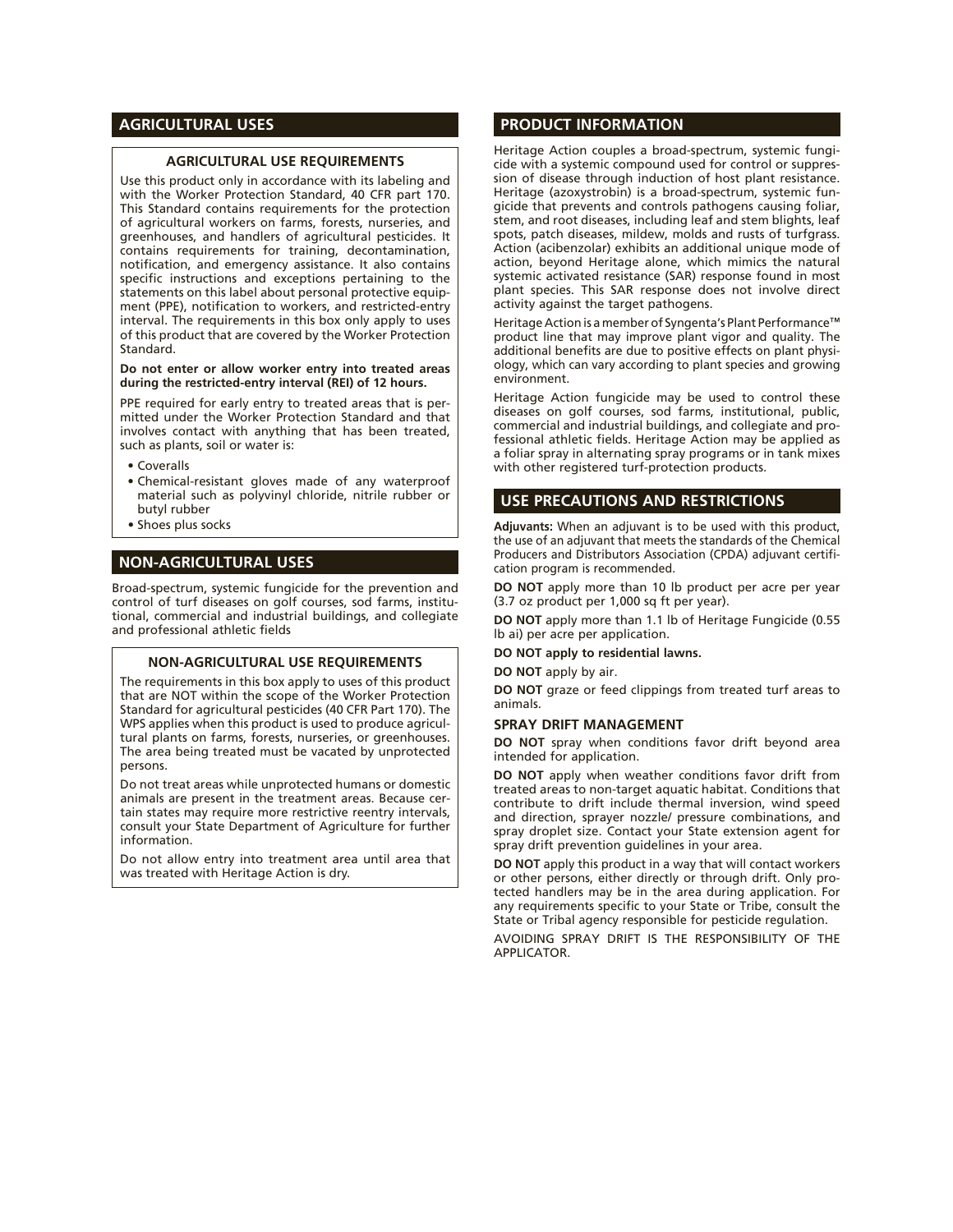## AGRICULTURAL USES

### AGRICULTURAL USE REQUIREMENTS

Use this product only in accordance with its labeling and with the Worker Protection Standard, 40 CFR part 170. This Standard contains requirements for the protection of agricultural workers on farms, forests, nurseries, and greenhouses, and handlers of agricultural pesticides. It contains requirements for training, decontamination, notification, and emergency assistance. It also contains specific instructions and exceptions pertaining to the statements on this label about personal protective equipment (PPE), notification to workers, and restricted-entry interval. The requirements in this box only apply to uses of this product that are covered by the Worker Protection Standard.

**Do not enter or allow worker entry into treated areas during the restricted-entry interval (REI) of 12 hours.**

PPE required for early entry to treated areas that is permitted under the Worker Protection Standard and that involves contact with anything that has been treated, such as plants, soil or water is:

- Coveralls
- Chemical-resistant gloves made of any waterproof material such as polyvinyl chloride, nitrile rubber or butyl rubber
- Shoes plus socks

## NON-AGRICULTURAL USES

Broad-spectrum, systemic fungicide for the prevention and control of turf diseases on golf courses, sod farms, institutional, commercial and industrial buildings, and collegiate and professional athletic fields

### NON-AGRICULTURAL USE REQUIREMENTS

The requirements in this box apply to uses of this product that are NOT within the scope of the Worker Protection Standard for agricultural pesticides (40 CFR Part 170). The WPS applies when this product is used to produce agricultural plants on farms, forests, nurseries, or greenhouses. The area being treated must be vacated by unprotected persons.

Do not treat areas while unprotected humans or domestic animals are present in the treatment areas. Because certain states may require more restrictive reentry intervals, consult your State Department of Agriculture for further information.

Do not allow entry into treatment area until area that was treated with Heritage Action is dry.

## PRODUCT INFORMATION

Heritage Action couples a broad-spectrum, systemic fungicide with a systemic compound used for control or suppression of disease through induction of host plant resistance. Heritage (azoxystrobin) is a broad-spectrum, systemic fungicide that prevents and controls pathogens causing foliar, stem, and root diseases, including leaf and stem blights, leaf spots, patch diseases, mildew, molds and rusts of turfgrass. Action (acibenzolar) exhibits an additional unique mode of action, beyond Heritage alone, which mimics the natural systemic activated resistance (SAR) response found in most plant species. This SAR response does not involve direct activity against the target pathogens.

Heritage Action is a member of Syngenta's Plant Performance™ product line that may improve plant vigor and quality. The additional benefits are due to positive effects on plant physiology, which can vary according to plant species and growing environment.

Heritage Action fungicide may be used to control these diseases on golf courses, sod farms, institutional, public, commercial and industrial buildings, and collegiate and professional athletic fields. Heritage Action may be applied as a foliar spray in alternating spray programs or in tank mixes with other registered turf-protection products.

## USE PRECAUTIONS AND RESTRICTIONS

**Adjuvants:** When an adjuvant is to be used with this product, the use of an adjuvant that meets the standards of the Chemical Producers and Distributors Association (CPDA) adjuvant certification program is recommended.

**DO NOT** apply more than 10 lb product per acre per year (3.7 oz product per 1,000 sq ft per year).

**DO NOT** apply more than 1.1 lb of Heritage Fungicide (0.55 lb ai) per acre per application.

**DO NOT apply to residential lawns.**

**DO NOT** apply by air.

**DO NOT** graze or feed clippings from treated turf areas to animals.

### SPRAY DRIFT MANAGEMENT

**DO NOT** spray when conditions favor drift beyond area intended for application.

**DO NOT** apply when weather conditions favor drift from treated areas to non-target aquatic habitat. Conditions that contribute to drift include thermal inversion, wind speed and direction, sprayer nozzle/ pressure combinations, and spray droplet size. Contact your State extension agent for spray drift prevention guidelines in your area.

**DO NOT** apply this product in a way that will contact workers or other persons, either directly or through drift. Only protected handlers may be in the area during application. For any requirements specific to your State or Tribe, consult the State or Tribal agency responsible for pesticide regulation.

AVOIDING SPRAY DRIFT IS THE RESPONSIBILITY OF THE APPLICATOR.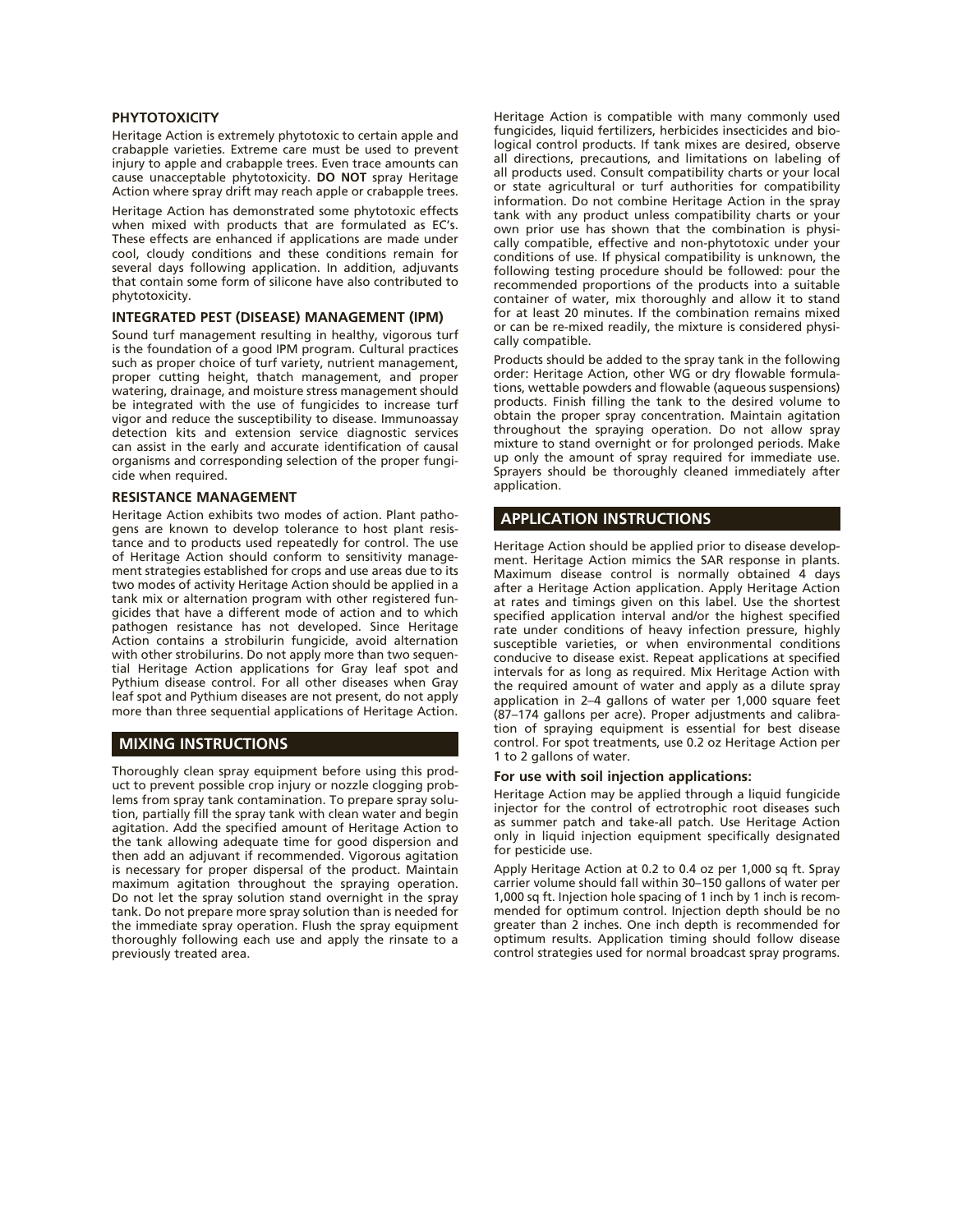### PHYTOTOXICITY

Heritage Action is extremely phytotoxic to certain apple and crabapple varieties. Extreme care must be used to prevent injury to apple and crabapple trees. Even trace amounts can cause unacceptable phytotoxicity. **DO NOT** spray Heritage Action where spray drift may reach apple or crabapple trees.

Heritage Action has demonstrated some phytotoxic effects when mixed with products that are formulated as EC's. These effects are enhanced if applications are made under cool, cloudy conditions and these conditions remain for several days following application. In addition, adjuvants that contain some form of silicone have also contributed to phytotoxicity.

### INTEGRATED PEST (DISEASE) MANAGEMENT (IPM)

Sound turf management resulting in healthy, vigorous turf is the foundation of a good IPM program. Cultural practices such as proper choice of turf variety, nutrient management, proper cutting height, thatch management, and proper watering, drainage, and moisture stress management should be integrated with the use of fungicides to increase turf vigor and reduce the susceptibility to disease. Immunoassay detection kits and extension service diagnostic services can assist in the early and accurate identification of causal organisms and corresponding selection of the proper fungicide when required.

### RESISTANCE MANAGEMENT

Heritage Action exhibits two modes of action. Plant pathogens are known to develop tolerance to host plant resistance and to products used repeatedly for control. The use of Heritage Action should conform to sensitivity management strategies established for crops and use areas due to its two modes of activity Heritage Action should be applied in a tank mix or alternation program with other registered fungicides that have a different mode of action and to which pathogen resistance has not developed. Since Heritage Action contains a strobilurin fungicide, avoid alternation with other strobilurins. Do not apply more than two sequential Heritage Action applications for Gray leaf spot and Pythium disease control. For all other diseases when Gray leaf spot and Pythium diseases are not present, do not apply more than three sequential applications of Heritage Action.

## MIXING INSTRUCTIONS

Thoroughly clean spray equipment before using this product to prevent possible crop injury or nozzle clogging problems from spray tank contamination. To prepare spray solution, partially fill the spray tank with clean water and begin agitation. Add the specified amount of Heritage Action to the tank allowing adequate time for good dispersion and then add an adjuvant if recommended. Vigorous agitation is necessary for proper dispersal of the product. Maintain maximum agitation throughout the spraying operation. Do not let the spray solution stand overnight in the spray tank. Do not prepare more spray solution than is needed for the immediate spray operation. Flush the spray equipment thoroughly following each use and apply the rinsate to a previously treated area.

Heritage Action is compatible with many commonly used fungicides, liquid fertilizers, herbicides insecticides and biological control products. If tank mixes are desired, observe all directions, precautions, and limitations on labeling of all products used. Consult compatibility charts or your local or state agricultural or turf authorities for compatibility information. Do not combine Heritage Action in the spray tank with any product unless compatibility charts or your own prior use has shown that the combination is physically compatible, effective and non-phytotoxic under your conditions of use. If physical compatibility is unknown, the following testing procedure should be followed: pour the recommended proportions of the products into a suitable container of water, mix thoroughly and allow it to stand for at least 20 minutes. If the combination remains mixed or can be re-mixed readily, the mixture is considered physically compatible.

Products should be added to the spray tank in the following order: Heritage Action, other WG or dry flowable formulations, wettable powders and flowable (aqueous suspensions) products. Finish filling the tank to the desired volume to obtain the proper spray concentration. Maintain agitation throughout the spraying operation. Do not allow spray mixture to stand overnight or for prolonged periods. Make up only the amount of spray required for immediate use. Sprayers should be thoroughly cleaned immediately after application.

## APPLICATION INSTRUCTIONS

Heritage Action should be applied prior to disease development. Heritage Action mimics the SAR response in plants. Maximum disease control is normally obtained 4 days after a Heritage Action application. Apply Heritage Action at rates and timings given on this label. Use the shortest specified application interval and/or the highest specified rate under conditions of heavy infection pressure, highly susceptible varieties, or when environmental conditions conducive to disease exist. Repeat applications at specified intervals for as long as required. Mix Heritage Action with the required amount of water and apply as a dilute spray application in 2–4 gallons of water per 1,000 square feet (87–174 gallons per acre). Proper adjustments and calibration of spraying equipment is essential for best disease control. For spot treatments, use 0.2 oz Heritage Action per 1 to 2 gallons of water.

### For use with soil injection applications:

Heritage Action may be applied through a liquid fungicide injector for the control of ectrotrophic root diseases such as summer patch and take-all patch. Use Heritage Action only in liquid injection equipment specifically designated for pesticide use.

Apply Heritage Action at 0.2 to 0.4 oz per 1,000 sq ft. Spray carrier volume should fall within 30–150 gallons of water per 1,000 sq ft. Injection hole spacing of 1 inch by 1 inch is recommended for optimum control. Injection depth should be no greater than 2 inches. One inch depth is recommended for optimum results. Application timing should follow disease control strategies used for normal broadcast spray programs.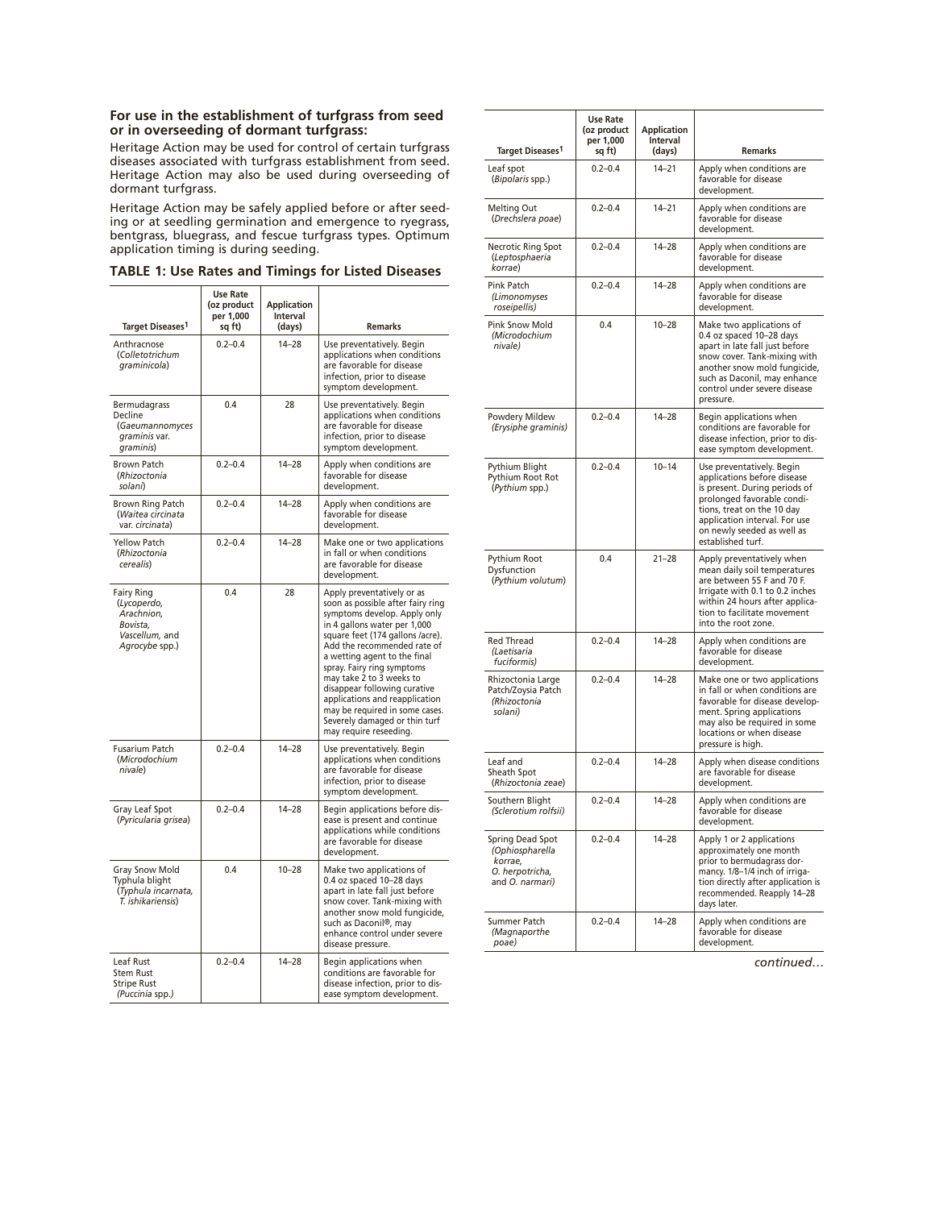**For use in the establishment of turfgrass from seed or in overseeding of dormant turfgrass:**

Heritage Action may be used for control of certain turfgrass diseases associated with turfgrass establishment from seed. Heritage Action may also be used during overseeding of dormant turfgrass.

Heritage Action may be safely applied before or after seeding or at seedling germination and emergence to ryegrass, bentgrass, bluegrass, and fescue turfgrass types. Optimum application timing is during seeding.

**TABLE 1: Use Rates and Timings for Listed Diseases**

| Target Diseases[1] | Use Rate (oz product per 1,000 sq ft) | Application Interval (days) | Remarks |
|---|---|---|---|
| Anthracnose (*Colletotrichum graminicola*) | 0.2–0.4 | 14–28 | Use preventatively. Begin applications when conditions are favorable for disease infection, prior to disease symptom development. |
| Bermudagrass Decline (*Gaeumannomyces graminis* var. *graminis*) | 0.4 | 28 | Use preventatively. Begin applications when conditions are favorable for disease infection, prior to disease symptom development. |
| Brown Patch (*Rhizoctonia solani*) | 0.2–0.4 | 14–28 | Apply when conditions are favorable for disease development. |
| Brown Ring Patch (*Waitea circinata* var. *circinata*) | 0.2–0.4 | 14–28 | Apply when conditions are favorable for disease development. |
| Yellow Patch (*Rhizoctonia cerealis*) | 0.2–0.4 | 14–28 | Make one or two applications in fall or when conditions are favorable for disease development. |
| Fairy Ring (*Lycoperdo, Arachnion, Bovista, Vascellum,* and *Agrocybe* spp.) | 0.4 | 28 | Apply preventatively or as soon as possible after fairy ring symptoms develop. Apply only in 4 gallons water per 1,000 square feet (174 gallons /acre). Add the recommended rate of a wetting agent to the final spray. Fairy ring symptoms may take 2 to 3 weeks to disappear following curative applications and reapplication may be required in some cases. Severely damaged or thin turf may require reseeding. |
| Fusarium Patch (*Microdochium nivale*) | 0.2–0.4 | 14–28 | Use preventatively. Begin applications when conditions are favorable for disease infection, prior to disease symptom development. |
| Gray Leaf Spot (*Pyricularia grisea*) | 0.2–0.4 | 14–28 | Begin applications before disease is present and continue applications while conditions are favorable for disease development. |
| Gray Snow Mold Typhula blight (*Typhula incarnata, T. ishikariensis*) | 0.4 | 10–28 | Make two applications of 0.4 oz spaced 10–28 days apart in late fall just before snow cover. Tank-mixing with another snow mold fungicide, such as Daconil®, may enhance control under severe disease pressure. |
| Leaf Rust Stem Rust Stripe Rust (*Puccinia* spp.) | 0.2–0.4 | 14–28 | Begin applications when conditions are favorable for disease infection, prior to disease symptom development. |
| Leaf spot (*Bipolaris* spp.) | 0.2–0.4 | 14–21 | Apply when conditions are favorable for disease development. |
| Melting Out (*Drechslera poae*) | 0.2–0.4 | 14–21 | Apply when conditions are favorable for disease development. |
| Necrotic Ring Spot (*Leptosphaeria korrae*) | 0.2–0.4 | 14–28 | Apply when conditions are favorable for disease development. |
| Pink Patch (*Limonomyses roseipellis*) | 0.2–0.4 | 14–28 | Apply when conditions are favorable for disease development. |
| Pink Snow Mold (*Microdochium nivale*) | 0.4 | 10–28 | Make two applications of 0.4 oz spaced 10–28 days apart in late fall just before snow cover. Tank-mixing with another snow mold fungicide, such as Daconil, may enhance control under severe disease pressure. |
| Powdery Mildew (*Erysiphe graminis*) | 0.2–0.4 | 14–28 | Begin applications when conditions are favorable for disease infection, prior to disease symptom development. |
| Pythium Blight Pythium Root Rot (*Pythium* spp.) | 0.2–0.4 | 10–14 | Use preventatively. Begin applications before disease is present. During periods of prolonged favorable conditions, treat on the 10 day application interval. For use on newly seeded as well as established turf. |
| Pythium Root Dysfunction (*Pythium volutum*) | 0.4 | 21–28 | Apply preventatively when mean daily soil temperatures are between 55 F and 70 F. Irrigate with 0.1 to 0.2 inches within 24 hours after application to facilitate movement into the root zone. |
| Red Thread (*Laetisaria fuciformis*) | 0.2–0.4 | 14–28 | Apply when conditions are favorable for disease development. |
| Rhizoctonia Large Patch/Zoysia Patch (*Rhizoctonia solani*) | 0.2–0.4 | 14–28 | Make one or two applications in fall or when conditions are favorable for disease development. Spring applications may also be required in some locations or when disease pressure is high. |
| Leaf and Sheath Spot (*Rhizoctonia zeae*) | 0.2–0.4 | 14–28 | Apply when disease conditions are favorable for disease development. |
| Southern Blight (*Sclerotium rolfsii*) | 0.2–0.4 | 14–28 | Apply when conditions are favorable for disease development. |
| Spring Dead Spot (*Ophiospharella korrae, O. herpotricha,* and *O. narmari*) | 0.2–0.4 | 14–28 | Apply 1 or 2 applications approximately one month prior to bermudagrass dormancy. 1/8–1/4 inch of irrigation directly after application is recommended. Reapply 14–28 days later. |
| Summer Patch (*Magnaporthe poae*) | 0.2–0.4 | 14–28 | Apply when conditions are favorable for disease development. |

*continued…*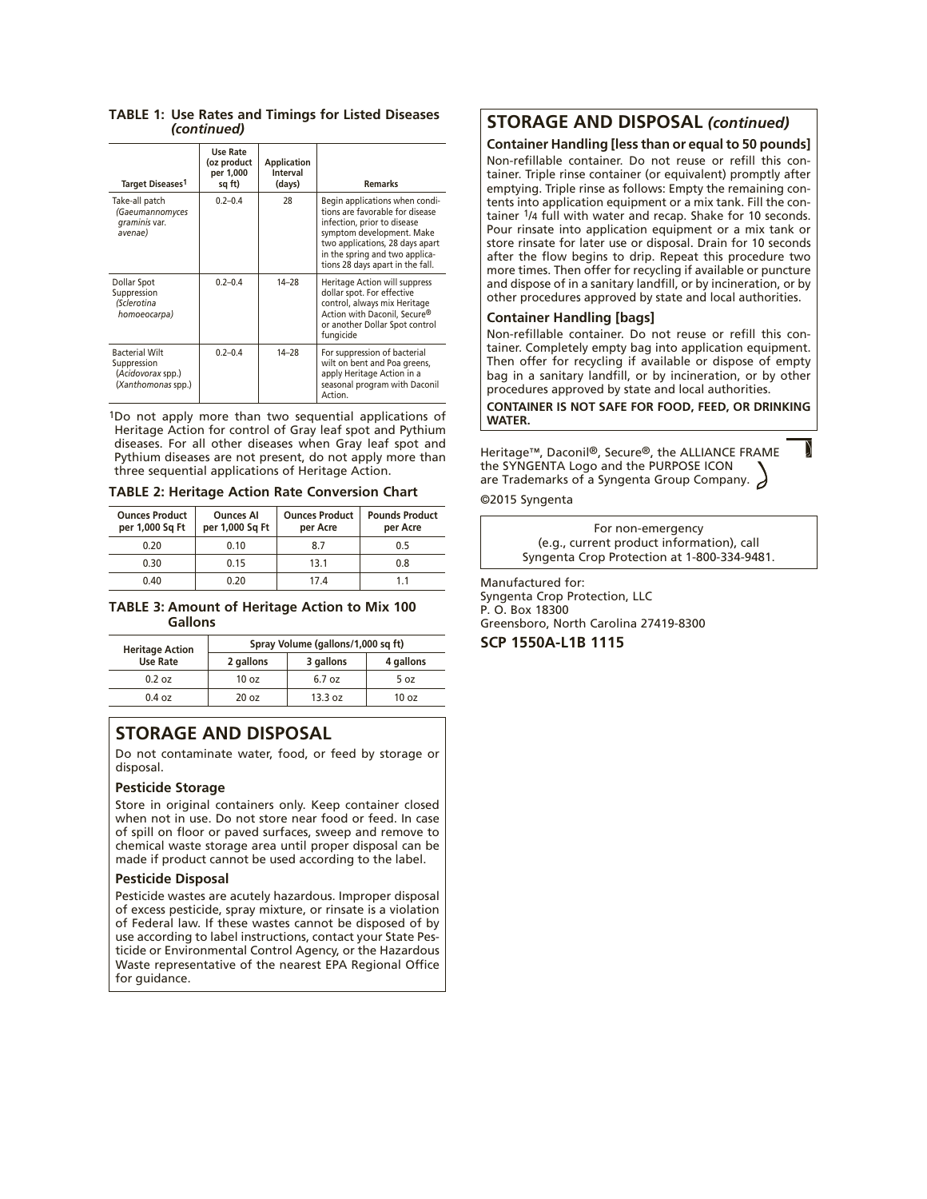**TABLE 1: Use Rates and Timings for Listed Diseases *(continued)***

| Target Diseases[1] | Use Rate (oz product per 1,000 sq ft) | Application Interval (days) | Remarks |
|---|---|---|---|
| Take-all patch *(Gaeumannomyces graminis* var. *avenae)* | 0.2–0.4 | 28 | Begin applications when conditions are favorable for disease infection, prior to disease symptom development. Make two applications, 28 days apart in the spring and two applications 28 days apart in the fall. |
| Dollar Spot Suppression *(Sclerotina homoeocarpa)* | 0.2–0.4 | 14–28 | Heritage Action will suppress dollar spot. For effective control, always mix Heritage Action with Daconil, Secure® or another Dollar Spot control fungicide |
| Bacterial Wilt Suppression (*Acidovorax* spp.) (*Xanthomonas* spp.) | 0.2–0.4 | 14–28 | For suppression of bacterial wilt on bent and Poa greens, apply Heritage Action in a seasonal program with Daconil Action. |

[1]Do not apply more than two sequential applications of Heritage Action for control of Gray leaf spot and Pythium diseases. For all other diseases when Gray leaf spot and Pythium diseases are not present, do not apply more than three sequential applications of Heritage Action.

**TABLE 2: Heritage Action Rate Conversion Chart**

| Ounces Product per 1,000 Sq Ft | Ounces AI per 1,000 Sq Ft | Ounces Product per Acre | Pounds Product per Acre |
|---|---|---|---|
| 0.20 | 0.10 | 8.7 | 0.5 |
| 0.30 | 0.15 | 13.1 | 0.8 |
| 0.40 | 0.20 | 17.4 | 1.1 |

**TABLE 3: Amount of Heritage Action to Mix 100 Gallons**

| Heritage Action Use Rate | Spray Volume (gallons/1,000 sq ft) | | |
|---|---|---|---|
| | 2 gallons | 3 gallons | 4 gallons |
| 0.2 oz | 10 oz | 6.7 oz | 5 oz |
| 0.4 oz | 20 oz | 13.3 oz | 10 oz |

## STORAGE AND DISPOSAL

Do not contaminate water, food, or feed by storage or disposal.

### Pesticide Storage

Store in original containers only. Keep container closed when not in use. Do not store near food or feed. In case of spill on floor or paved surfaces, sweep and remove to chemical waste storage area until proper disposal can be made if product cannot be used according to the label.

### Pesticide Disposal

Pesticide wastes are acutely hazardous. Improper disposal of excess pesticide, spray mixture, or rinsate is a violation of Federal law. If these wastes cannot be disposed of by use according to label instructions, contact your State Pesticide or Environmental Control Agency, or the Hazardous Waste representative of the nearest EPA Regional Office for guidance.

## STORAGE AND DISPOSAL *(continued)*

### Container Handling [less than or equal to 50 pounds]

Non-refillable container. Do not reuse or refill this container. Triple rinse container (or equivalent) promptly after emptying. Triple rinse as follows: Empty the remaining contents into application equipment or a mix tank. Fill the container 1/4 full with water and recap. Shake for 10 seconds. Pour rinsate into application equipment or a mix tank or store rinsate for later use or disposal. Drain for 10 seconds after the flow begins to drip. Repeat this procedure two more times. Then offer for recycling if available or puncture and dispose of in a sanitary landfill, or by incineration, or by other procedures approved by state and local authorities.

### Container Handling [bags]

Non-refillable container. Do not reuse or refill this container. Completely empty bag into application equipment. Then offer for recycling if available or dispose of empty bag in a sanitary landfill, or by incineration, or by other procedures approved by state and local authorities.

**CONTAINER IS NOT SAFE FOR FOOD, FEED, OR DRINKING WATER.**

Heritage™, Daconil®, Secure®, the ALLIANCE FRAME the SYNGENTA Logo and the PURPOSE ICON are Trademarks of a Syngenta Group Company.

©2015 Syngenta

For non-emergency (e.g., current product information), call Syngenta Crop Protection at 1-800-334-9481.

Manufactured for:
Syngenta Crop Protection, LLC
P. O. Box 18300
Greensboro, North Carolina 27419-8300

**SCP 1550A-L1B 1115**